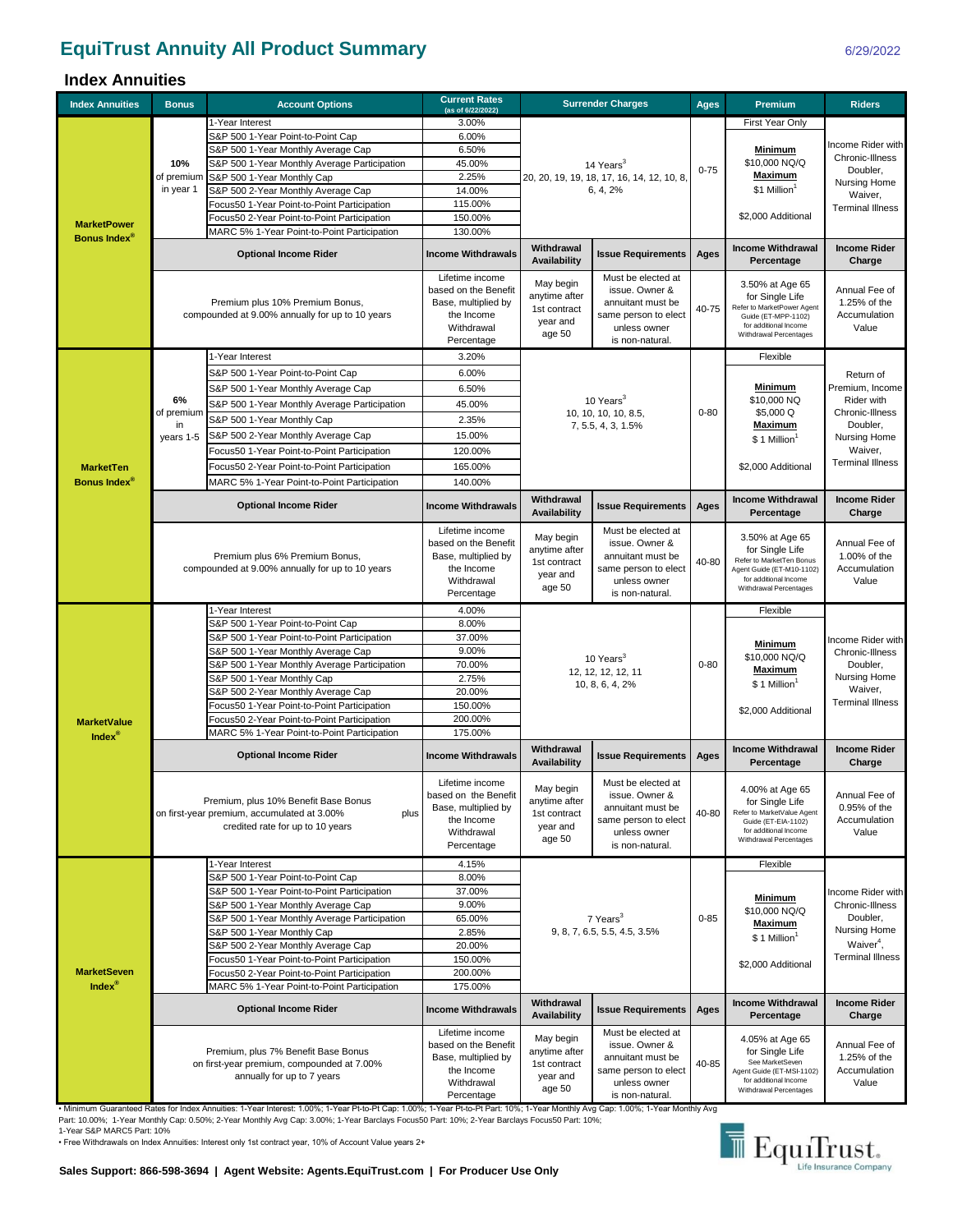# EquiTrust Annuity All Product Summary

6/29/2022

## Index Annuities

| Index Annuities | Bonus | Account Options | Current Rates (as of 6/22/2022) | Surrender Charges | Ages | Premium | Riders |
|---|---|---|---|---|---|---|---|
| MarketPower Bonus Index® | 10% of premium in year 1 | 1-Year Interest | 3.00% | 14 Years[3] 20, 20, 19, 19, 18, 17, 16, 14, 12, 10, 8, 6, 4, 2% | 0-75 | First Year Only; Minimum $10,000 NQ/Q; Maximum $1 Million[1]; $2,000 Additional | Income Rider with Chronic-Illness Doubler, Nursing Home Waiver, Terminal Illness |
| | | S&P 500 1-Year Point-to-Point Cap | 6.00% | | | | |
| | | S&P 500 1-Year Monthly Average Cap | 6.50% | | | | |
| | | S&P 500 1-Year Monthly Average Participation | 45.00% | | | | |
| | | S&P 500 1-Year Monthly Cap | 2.25% | | | | |
| | | S&P 500 2-Year Monthly Average Cap | 14.00% | | | | |
| | | Focus50 1-Year Point-to-Point Participation | 115.00% | | | | |
| | | Focus50 2-Year Point-to-Point Participation | 150.00% | | | | |
| | | MARC 5% 1-Year Point-to-Point Participation | 130.00% | | | | |
| | **Optional Income Rider** | | **Income Withdrawals** | **Withdrawal Availability** / **Issue Requirements** | **Ages** | **Income Withdrawal Percentage** | **Income Rider Charge** |
| | Premium plus 10% Premium Bonus, compounded at 9.00% annually for up to 10 years | | Lifetime income based on the Benefit Base, multiplied by the Income Withdrawal Percentage | May begin anytime after 1st contract year and age 50 / Must be elected at issue. Owner & annuitant must be same person to elect unless owner is non-natural. | 40-75 | 3.50% at Age 65 for Single Life. Refer to MarketPower Agent Guide (ET-MPP-1102) for additional Income Withdrawal Percentages | Annual Fee of 1.25% of the Accumulation Value |
| MarketTen Bonus Index® | 6% of premium in years 1-5 | 1-Year Interest | 3.20% | 10 Years[3] 10, 10, 10, 10, 8.5, 7, 5.5, 4, 3, 1.5% | 0-80 | Flexible; Minimum $10,000 NQ, $5,000 Q; Maximum $1 Million[1]; $2,000 Additional | Return of Premium, Income Rider with Chronic-Illness Doubler, Nursing Home Waiver, Terminal Illness |
| | | S&P 500 1-Year Point-to-Point Cap | 6.00% | | | | |
| | | S&P 500 1-Year Monthly Average Cap | 6.50% | | | | |
| | | S&P 500 1-Year Monthly Average Participation | 45.00% | | | | |
| | | S&P 500 1-Year Monthly Cap | 2.35% | | | | |
| | | S&P 500 2-Year Monthly Average Cap | 15.00% | | | | |
| | | Focus50 1-Year Point-to-Point Participation | 120.00% | | | | |
| | | Focus50 2-Year Point-to-Point Participation | 165.00% | | | | |
| | | MARC 5% 1-Year Point-to-Point Participation | 140.00% | | | | |
| | **Optional Income Rider** | | **Income Withdrawals** | **Withdrawal Availability** / **Issue Requirements** | **Ages** | **Income Withdrawal Percentage** | **Income Rider Charge** |
| | Premium plus 6% Premium Bonus, compounded at 9.00% annually for up to 10 years | | Lifetime income based on the Benefit Base, multiplied by the Income Withdrawal Percentage | May begin anytime after 1st contract year and age 50 / Must be elected at issue. Owner & annuitant must be same person to elect unless owner is non-natural. | 40-80 | 3.50% at Age 65 for Single Life. Refer to MarketTen Bonus Agent Guide (ET-M10-1102) for additional Income Withdrawal Percentages | Annual Fee of 1.00% of the Accumulation Value |
| MarketValue Index® | | 1-Year Interest | 4.00% | 10 Years[3] 12, 12, 12, 12, 11 10, 8, 6, 4, 2% | 0-80 | Flexible; Minimum $10,000 NQ/Q; Maximum $1 Million[1]; $2,000 Additional | Income Rider with Chronic-Illness Doubler, Nursing Home Waiver, Terminal Illness |
| | | S&P 500 1-Year Point-to-Point Cap | 8.00% | | | | |
| | | S&P 500 1-Year Point-to-Point Participation | 37.00% | | | | |
| | | S&P 500 1-Year Monthly Average Cap | 9.00% | | | | |
| | | S&P 500 1-Year Monthly Average Participation | 70.00% | | | | |
| | | S&P 500 1-Year Monthly Cap | 2.75% | | | | |
| | | S&P 500 2-Year Monthly Average Cap | 20.00% | | | | |
| | | Focus50 1-Year Point-to-Point Participation | 150.00% | | | | |
| | | Focus50 2-Year Point-to-Point Participation | 200.00% | | | | |
| | | MARC 5% 1-Year Point-to-Point Participation | 175.00% | | | | |
| | **Optional Income Rider** | | **Income Withdrawals** | **Withdrawal Availability** / **Issue Requirements** | **Ages** | **Income Withdrawal Percentage** | **Income Rider Charge** |
| | Premium, plus 10% Benefit Base Bonus on first-year premium, accumulated at 3.00% plus credited rate for up to 10 years | | Lifetime income based on the Benefit Base, multiplied by the Income Withdrawal Percentage | May begin anytime after 1st contract year and age 50 / Must be elected at issue. Owner & annuitant must be same person to elect unless owner is non-natural. | 40-80 | 4.00% at Age 65 for Single Life. Refer to MarketValue Agent Guide (ET-EIA-1102) for additional Income Withdrawal Percentages | Annual Fee of 0.95% of the Accumulation Value |
| MarketSeven Index® | | 1-Year Interest | 4.15% | 7 Years[3] 9, 8, 7, 6.5, 5.5, 4.5, 3.5% | 0-85 | Flexible; Minimum $10,000 NQ/Q; Maximum $1 Million[1]; $2,000 Additional | Income Rider with Chronic-Illness Doubler, Nursing Home Waiver[4], Terminal Illness |
| | | S&P 500 1-Year Point-to-Point Cap | 8.00% | | | | |
| | | S&P 500 1-Year Point-to-Point Participation | 37.00% | | | | |
| | | S&P 500 1-Year Monthly Average Cap | 9.00% | | | | |
| | | S&P 500 1-Year Monthly Average Participation | 65.00% | | | | |
| | | S&P 500 1-Year Monthly Cap | 2.85% | | | | |
| | | S&P 500 2-Year Monthly Average Cap | 20.00% | | | | |
| | | Focus50 1-Year Point-to-Point Participation | 150.00% | | | | |
| | | Focus50 2-Year Point-to-Point Participation | 200.00% | | | | |
| | | MARC 5% 1-Year Point-to-Point Participation | 175.00% | | | | |
| | **Optional Income Rider** | | **Income Withdrawals** | **Withdrawal Availability** / **Issue Requirements** | **Ages** | **Income Withdrawal Percentage** | **Income Rider Charge** |
| | Premium, plus 7% Benefit Base Bonus on first-year premium, compounded at 7.00% annually for up to 7 years | | Lifetime income based on the Benefit Base, multiplied by the Income Withdrawal Percentage | May begin anytime after 1st contract year and age 50 / Must be elected at issue. Owner & annuitant must be same person to elect unless owner is non-natural. | 40-85 | 4.05% at Age 65 for Single Life. See MarketSeven Agent Guide (ET-MSI-1102) for additional Income Withdrawal Percentages | Annual Fee of 1.25% of the Accumulation Value |

• Minimum Guaranteed Rates for Index Annuities: 1-Year Interest: 1.00%; 1-Year Pt-to-Pt Cap: 1.00%; 1-Year Pt-to-Pt Part: 10%; 1-Year Monthly Avg Cap: 1.00%; 1-Year Monthly Avg Part: 10.00%; 1-Year Monthly Cap: 0.50%; 2-Year Monthly Avg Cap: 3.00%; 1-Year Barclays Focus50 Part: 10%; 2-Year Barclays Focus50 Part: 10%; 1-Year S&P MARC5 Part: 10%

• Free Withdrawals on Index Annuities: Interest only 1st contract year, 10% of Account Value years 2+

**Sales Support: 866-598-3694 | Agent Website: Agents.EquiTrust.com | For Producer Use Only**

EquiTrust Life Insurance Company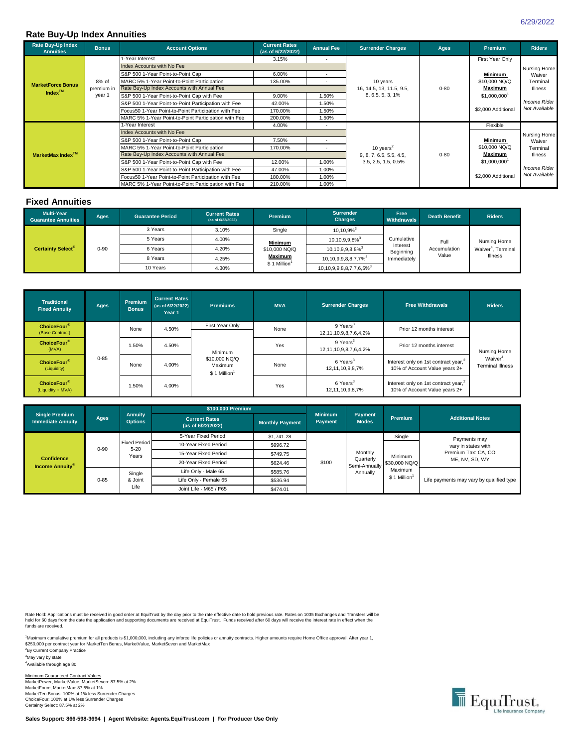6/29/2022

## Rate Buy-Up Index Annuities

| Rate Buy-Up Index Annuities | Bonus | Account Options | Current Rates (as of 6/22/2022) | Annual Fee | Surrender Charges | Ages | Premium | Riders |
|---|---|---|---|---|---|---|---|---|
| MarketForce Bonus Index™ | 8% of premium in year 1 | 1-Year Interest | 3.15% | - | 10 years 16, 14.5, 13, 11.5, 9.5, 8, 6.5, 5, 3, 1% | 0-80 | First Year Only Minimum $10,000 NQ/Q Maximum $1,000,000[1] $2,000 Additional | Nursing Home Waiver Terminal Illness *Income Rider Not Available* |
| | | Index Accounts with No Fee | | | | | | |
| | | S&P 500 1-Year Point-to-Point Cap | 6.00% | - | | | | |
| | | MARC 5% 1-Year Point-to-Point Participation | 135.00% | - | | | | |
| | | Rate Buy-Up Index Accounts with Annual Fee | | | | | | |
| | | S&P 500 1-Year Point-to-Point Cap with Fee | 9.00% | 1.50% | | | | |
| | | S&P 500 1-Year Point-to-Point Participation with Fee | 42.00% | 1.50% | | | | |
| | | Focus50 1-Year Point-to-Point Participation with Fee | 170.00% | 1.50% | | | | |
| | | MARC 5% 1-Year Point-to-Point Participation with Fee | 200.00% | 1.50% | | | | |
| MarketMax Index™ | | 1-Year Interest | 4.00% | - | 10 years[2] 9, 8, 7, 6.5, 5.5, 4.5, 3.5, 2.5, 1.5, 0.5% | 0-80 | Flexible Minimum $10,000 NQ/Q Maximum $1,000,000[1] $2,000 Additional | Nursing Home Waiver Terminal Illness *Income Rider Not Available* |
| | | Index Accounts with No Fee | | | | | | |
| | | S&P 500 1-Year Point-to-Point Cap | 7.50% | - | | | | |
| | | MARC 5% 1-Year Point-to-Point Participation | 170.00% | - | | | | |
| | | Rate Buy-Up Index Accounts with Annual Fee | | | | | | |
| | | S&P 500 1-Year Point-to-Point Cap with Fee | 12.00% | 1.00% | | | | |
| | | S&P 500 1-Year Point-to-Point Participation with Fee | 47.00% | 1.00% | | | | |
| | | Focus50 1-Year Point-to-Point Participation with Fee | 180.00% | 1.00% | | | | |
| | | MARC 5% 1-Year Point-to-Point Participation with Fee | 210.00% | 1.00% | | | | |

## Fixed Annuities

| Multi-Year Guarantee Annuities | Ages | Guarantee Period | Current Rates (as of 6/22/2022) | Premium | Surrender Charges | Free Withdrawals | Death Benefit | Riders |
|---|---|---|---|---|---|---|---|---|
| Certainty Select® | 0-90 | 3 Years | 3.10% | Single | 10,10,9%[3] | Cumulative Interest Beginning Immediately | Full Accumulation Value | Nursing Home Waiver[4], Terminal Illness |
| | | 5 Years | 4.00% | Minimum $10,000 NQ/Q Maximum $ 1 Million[1] | 10,10,9,9,8%[3] | | | |
| | | 6 Years | 4.20% | | 10,10,9,9,8,8%[3] | | | |
| | | 8 Years | 4.25% | | 10,10,9,9,8,8,7,7%[3] | | | |
| | | 10 Years | 4.30% | | 10,10,9,9,8,8,7,7,6,5%[3] | | | |

| Traditional Fixed Annuity | Ages | Premium Bonus | Current Rates (as of 6/22/2022) Year 1 | Premiums | MVA | Surrender Charges | Free Withdrawals | Riders |
|---|---|---|---|---|---|---|---|---|
| ChoiceFour® (Base Contract) | 0-85 | None | 4.50% | First Year Only | None | 9 Years[3] 12,11,10,9,8,7,6,4,2% | Prior 12 months interest | Nursing Home Waiver[4], Terminal Illness |
| ChoiceFour® (MVA) | | 1.50% | 4.50% | Minimum $10,000 NQ/Q Maximum $ 1 Million[1] | Yes | 9 Years[3] 12,11,10,9,8,7,6,4,2% | Prior 12 months interest | |
| ChoiceFour® (Liquidity) | | None | 4.00% | | None | 6 Years[3] 12,11,10,9,8,7% | Interest only on 1st contract year,[2] 10% of Account Value years 2+ | |
| ChoiceFour® (Liquidity + MVA) | | 1.50% | 4.00% | | Yes | 6 Years[3] 12,11,10,9,8,7% | Interest only on 1st contract year,[2] 10% of Account Value years 2+ | |

| Single Premium Immediate Annuity | Ages | Annuity Options | $100,000 Premium | | Minimum Payment | Payment Modes | Premium | Additional Notes |
|---|---|---|---|---|---|---|---|---|
| | | | Current Rates (as of 6/22/2022) | Monthly Payment | | | | |
| Confidence Income Annuity® | 0-90 | Fixed Period 5-20 Years | 5-Year Fixed Period | $1,741.28 | $100 | Monthly Quarterly Semi-Annually Annually | Single | Payments may vary in states with Premium Tax: CA, CO ME, NV, SD, WY |
| | | | 10-Year Fixed Period | $996.72 | | | Minimum $30,000 NQ/Q Maximum $ 1 Million[1] | |
| | | | 15-Year Fixed Period | $749.75 | | | | |
| | | | 20-Year Fixed Period | $624.46 | | | | |
| | 0-85 | Single & Joint Life | Life Only - Male 65 | $585.76 | | | | Life payments may vary by qualified type |
| | | | Life Only - Female 65 | $536.94 | | | | |
| | | | Joint Life - M65 / F65 | $474.01 | | | | |

Rate Hold: Applications must be received in good order at EquiTrust by the day prior to the rate effective date to hold previous rate. Rates on 1035 Exchanges and Transfers will be held for 60 days from the date the application and supporting documents are received at EquiTrust. Funds received after 60 days will receive the interest rate in effect when the funds are received.

[1]Maximum cumulative premium for all products is $1,000,000, including any inforce life policies or annuity contracts. Higher amounts require Home Office approval. After year 1, $250,000 per contract year for MarketTen Bonus, MarketValue, MarketSeven and MarketMax

[2]By Current Company Practice

[3]May vary by state

[4]Available through age 80

Minimum Guaranteed Contract Values
MarketPower, MarketValue, MarketSeven: 87.5% at 2%
MarketForce, MarketMax: 87.5% at 1%
MarketTen Bonus: 100% at 1% less Surrender Charges
ChoiceFour: 100% at 1% less Surrender Charges
Certainty Select: 87.5% at 2%

EquiTrust. Life Insurance Company

**Sales Support: 866-598-3694 | Agent Website: Agents.EquiTrust.com | For Producer Use Only**